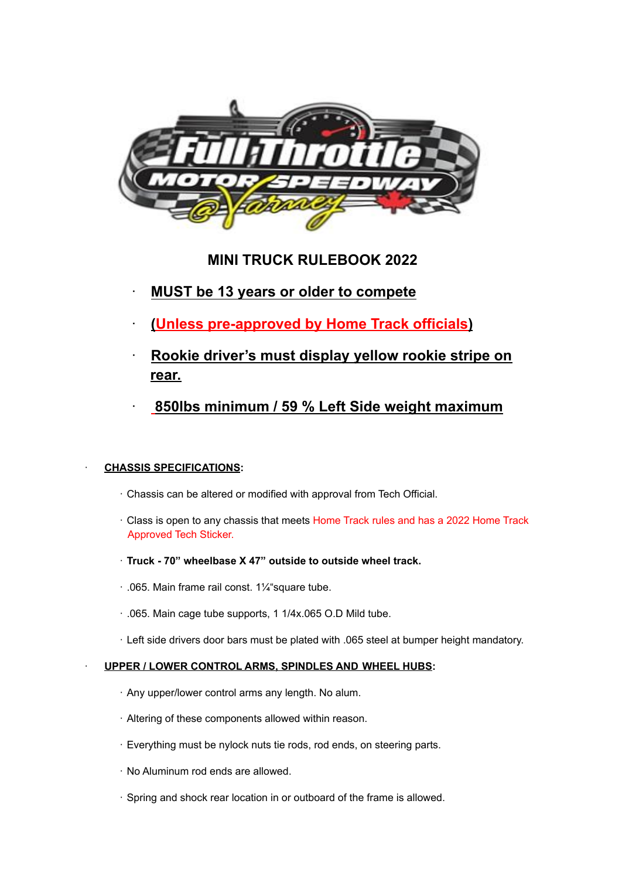# MINI TRUCK RULEBOOK 2022

- **MUST be 13 years or older to compete**
- **(Unless pre-approved by Home Track officials)**
- **Rookie driver's must display yellow rookie stripe on rear.**
- **850lbs minimum / 59 % Left Side weight maximum**

- **CHASSIS SPECIFICATIONS:**
  - Chassis can be altered or modified with approval from Tech Official.
  - Class is open to any chassis that meets Home Track rules and has a 2022 Home Track Approved Tech Sticker.
  - **Truck - 70" wheelbase X 47" outside to outside wheel track.**
  - .065. Main frame rail const. 1¼"square tube.
  - .065. Main cage tube supports, 1 1/4x.065 O.D Mild tube.
  - Left side drivers door bars must be plated with .065 steel at bumper height mandatory.

- **UPPER / LOWER CONTROL ARMS, SPINDLES AND WHEEL HUBS:**
  - Any upper/lower control arms any length. No alum.
  - Altering of these components allowed within reason.
  - Everything must be nylock nuts tie rods, rod ends, on steering parts.
  - No Aluminum rod ends are allowed.
  - Spring and shock rear location in or outboard of the frame is allowed.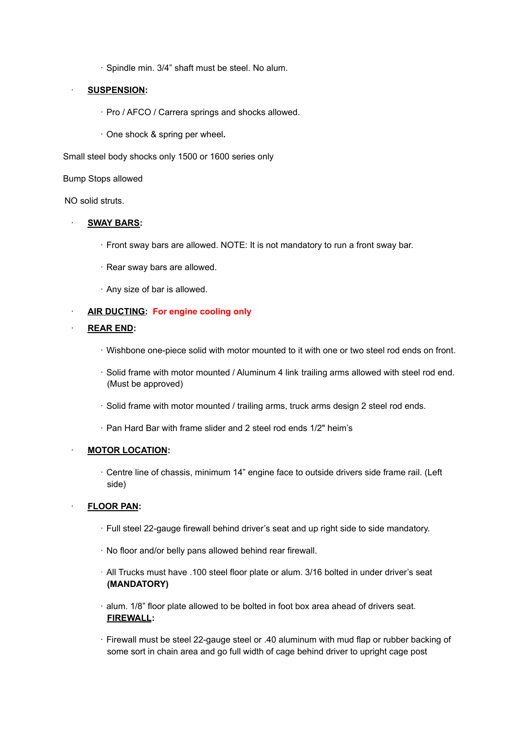- Spindle min. 3/4" shaft must be steel. No alum.

- **SUSPENSION:**
  - Pro / AFCO / Carrera springs and shocks allowed.
  - One shock & spring per wheel.

Small steel body shocks only 1500 or 1600 series only

Bump Stops allowed

NO solid struts.

- **SWAY BARS:**
  - Front sway bars are allowed. NOTE: It is not mandatory to run a front sway bar.
  - Rear sway bars are allowed.
  - Any size of bar is allowed.

- **AIR DUCTING: For engine cooling only**

- **REAR END:**
  - Wishbone one-piece solid with motor mounted to it with one or two steel rod ends on front.
  - Solid frame with motor mounted / Aluminum 4 link trailing arms allowed with steel rod end. (Must be approved)
  - Solid frame with motor mounted / trailing arms, truck arms design 2 steel rod ends.
  - Pan Hard Bar with frame slider and 2 steel rod ends 1/2" heim's

- **MOTOR LOCATION:**
  - Centre line of chassis, minimum 14" engine face to outside drivers side frame rail. (Left side)

- **FLOOR PAN:**
  - Full steel 22-gauge firewall behind driver's seat and up right side to side mandatory.
  - No floor and/or belly pans allowed behind rear firewall.
  - All Trucks must have .100 steel floor plate or alum. 3/16 bolted in under driver's seat **(MANDATORY)**
  - alum. 1/8" floor plate allowed to be bolted in foot box area ahead of drivers seat.

**FIREWALL:**

- Firewall must be steel 22-gauge steel or .40 aluminum with mud flap or rubber backing of some sort in chain area and go full width of cage behind driver to upright cage post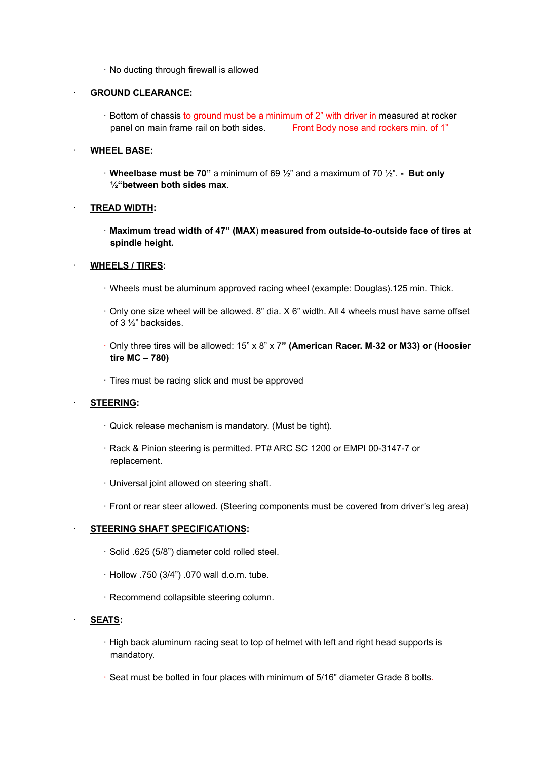- No ducting through firewall is allowed

- **GROUND CLEARANCE:**

  - Bottom of chassis to ground must be a minimum of 2" with driver in measured at rocker panel on main frame rail on both sides. Front Body nose and rockers min. of 1"

- **WHEEL BASE:**

  - **Wheelbase must be 70"** a minimum of 69 ½" and a maximum of 70 ½". **- But only ½"between both sides max**.

- **TREAD WIDTH:**

  - **Maximum tread width of 47" (MAX) measured from outside-to-outside face of tires at spindle height.**

- **WHEELS / TIRES:**

  - Wheels must be aluminum approved racing wheel (example: Douglas).125 min. Thick.

  - Only one size wheel will be allowed. 8" dia. X 6" width. All 4 wheels must have same offset of 3 ½" backsides.

  - Only three tires will be allowed: 15" x 8" x 7**" (American Racer. M-32 or M33) or (Hoosier tire MC – 780)**

  - Tires must be racing slick and must be approved

- **STEERING:**

  - Quick release mechanism is mandatory. (Must be tight).

  - Rack & Pinion steering is permitted. PT# ARC SC 1200 or EMPI 00-3147-7 or replacement.

  - Universal joint allowed on steering shaft.

  - Front or rear steer allowed. (Steering components must be covered from driver's leg area)

- **STEERING SHAFT SPECIFICATIONS:**

  - Solid .625 (5/8") diameter cold rolled steel.

  - Hollow .750 (3/4") .070 wall d.o.m. tube.

  - Recommend collapsible steering column.

- **SEATS:**

  - High back aluminum racing seat to top of helmet with left and right head supports is mandatory.

  - Seat must be bolted in four places with minimum of 5/16" diameter Grade 8 bolts.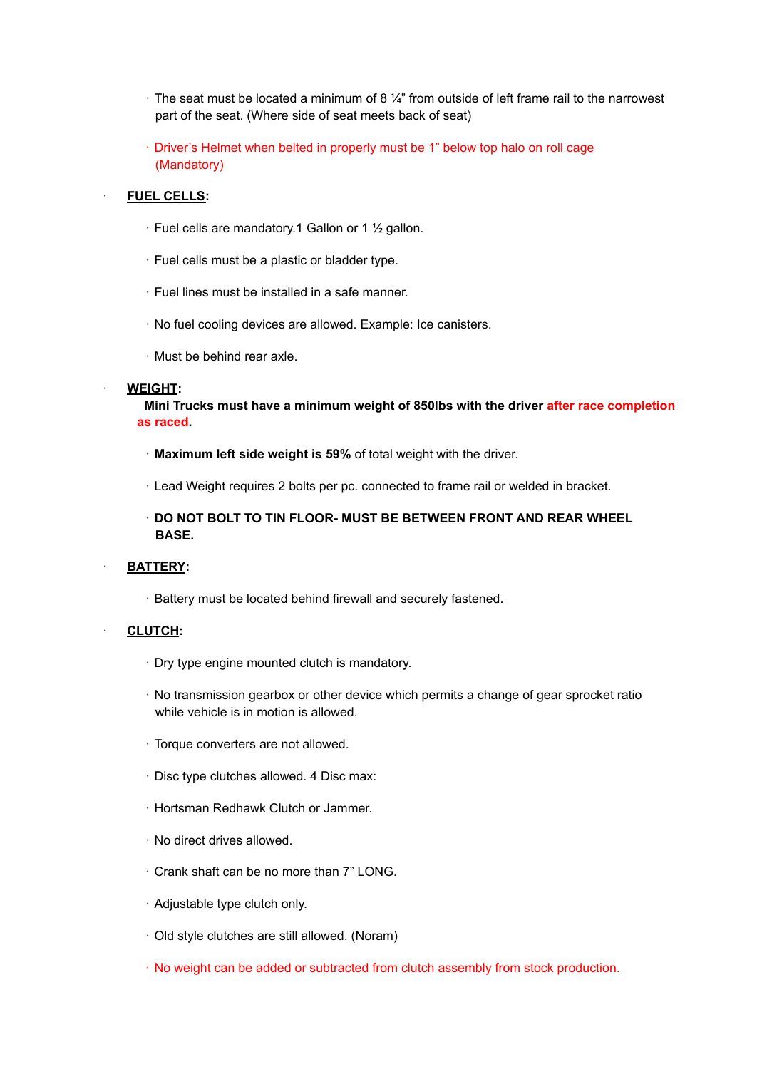- The seat must be located a minimum of 8 ¼" from outside of left frame rail to the narrowest part of the seat. (Where side of seat meets back of seat)
- Driver's Helmet when belted in properly must be 1" below top halo on roll cage (Mandatory)

- **FUEL CELLS**:
  - Fuel cells are mandatory.1 Gallon or 1 ½ gallon.
  - Fuel cells must be a plastic or bladder type.
  - Fuel lines must be installed in a safe manner.
  - No fuel cooling devices are allowed. Example: Ice canisters.
  - Must be behind rear axle.

- **WEIGHT**:
  **Mini Trucks must have a minimum weight of 850lbs with the driver after race completion as raced.**
  - **Maximum left side weight is 59%** of total weight with the driver.
  - Lead Weight requires 2 bolts per pc. connected to frame rail or welded in bracket.
  - **DO NOT BOLT TO TIN FLOOR- MUST BE BETWEEN FRONT AND REAR WHEEL BASE.**

- **BATTERY**:
  - Battery must be located behind firewall and securely fastened.

- **CLUTCH**:
  - Dry type engine mounted clutch is mandatory.
  - No transmission gearbox or other device which permits a change of gear sprocket ratio while vehicle is in motion is allowed.
  - Torque converters are not allowed.
  - Disc type clutches allowed. 4 Disc max:
  - Hortsman Redhawk Clutch or Jammer.
  - No direct drives allowed.
  - Crank shaft can be no more than 7" LONG.
  - Adjustable type clutch only.
  - Old style clutches are still allowed. (Noram)
  - No weight can be added or subtracted from clutch assembly from stock production.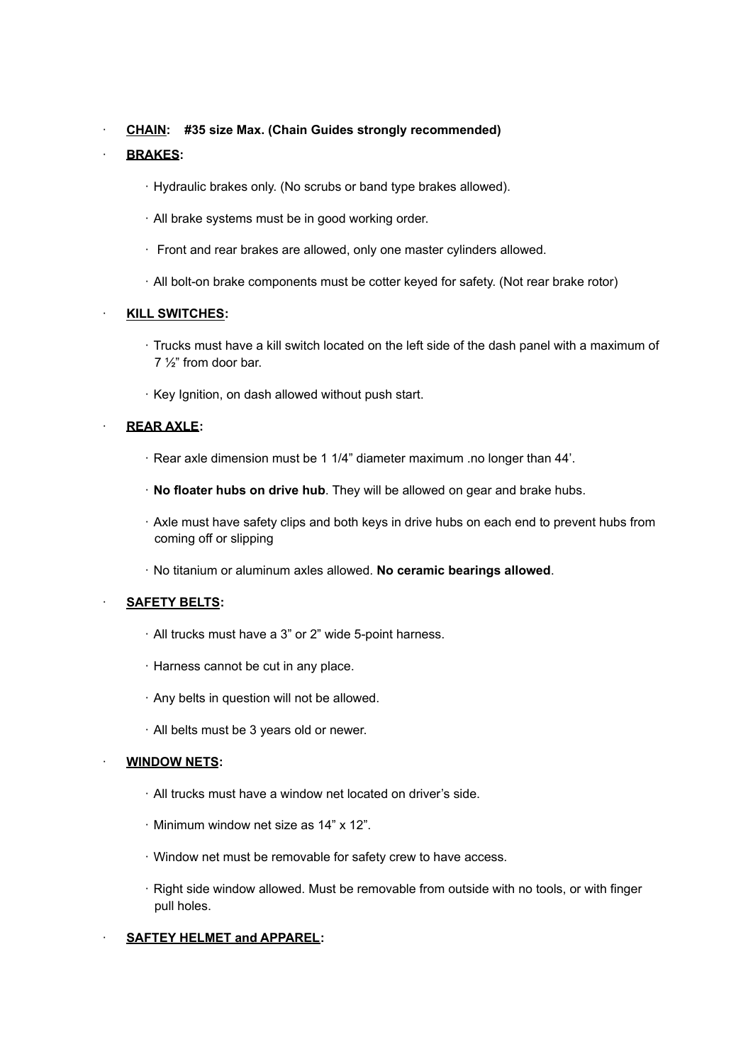- **CHAIN: #35 size Max. (Chain Guides strongly recommended)**
- **BRAKES:**
  - Hydraulic brakes only. (No scrubs or band type brakes allowed).
  - All brake systems must be in good working order.
  - Front and rear brakes are allowed, only one master cylinders allowed.
  - All bolt-on brake components must be cotter keyed for safety. (Not rear brake rotor)
- **KILL SWITCHES:**
  - Trucks must have a kill switch located on the left side of the dash panel with a maximum of 7 ½" from door bar.
  - Key Ignition, on dash allowed without push start.
- **REAR AXLE:**
  - Rear axle dimension must be 1 1/4" diameter maximum .no longer than 44'.
  - **No floater hubs on drive hub**. They will be allowed on gear and brake hubs.
  - Axle must have safety clips and both keys in drive hubs on each end to prevent hubs from coming off or slipping
  - No titanium or aluminum axles allowed. **No ceramic bearings allowed**.
- **SAFETY BELTS:**
  - All trucks must have a 3" or 2" wide 5-point harness.
  - Harness cannot be cut in any place.
  - Any belts in question will not be allowed.
  - All belts must be 3 years old or newer.
- **WINDOW NETS:**
  - All trucks must have a window net located on driver's side.
  - Minimum window net size as 14" x 12".
  - Window net must be removable for safety crew to have access.
  - Right side window allowed. Must be removable from outside with no tools, or with finger pull holes.
- **SAFTEY HELMET and APPAREL:**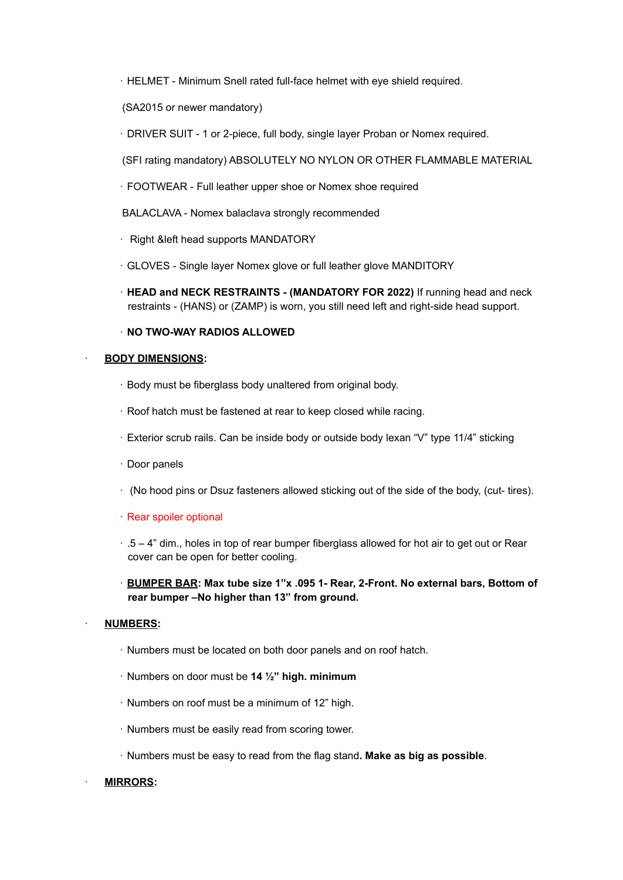- HELMET - Minimum Snell rated full-face helmet with eye shield required.

  (SA2015 or newer mandatory)

- DRIVER SUIT - 1 or 2-piece, full body, single layer Proban or Nomex required.

  (SFI rating mandatory) ABSOLUTELY NO NYLON OR OTHER FLAMMABLE MATERIAL

- FOOTWEAR - Full leather upper shoe or Nomex shoe required

  BALACLAVA - Nomex balaclava strongly recommended

- Right &left head supports MANDATORY

- GLOVES - Single layer Nomex glove or full leather glove MANDITORY

- **HEAD and NECK RESTRAINTS - (MANDATORY FOR 2022)** If running head and neck restraints - (HANS) or (ZAMP) is worn, you still need left and right-side head support.

- **NO TWO-WAY RADIOS ALLOWED**

- **BODY DIMENSIONS:**

  - Body must be fiberglass body unaltered from original body.
  - Roof hatch must be fastened at rear to keep closed while racing.
  - Exterior scrub rails. Can be inside body or outside body lexan "V" type 11/4" sticking
  - Door panels
  - (No hood pins or Dsuz fasteners allowed sticking out of the side of the body, (cut- tires).
  - Rear spoiler optional
  - .5 – 4" dim., holes in top of rear bumper fiberglass allowed for hot air to get out or Rear cover can be open for better cooling.
  - **BUMPER BAR: Max tube size 1"x .095 1- Rear, 2-Front. No external bars, Bottom of rear bumper –No higher than 13" from ground.**

- **NUMBERS:**

  - Numbers must be located on both door panels and on roof hatch.
  - Numbers on door must be **14 ½" high. minimum**
  - Numbers on roof must be a minimum of 12" high.
  - Numbers must be easily read from scoring tower.
  - Numbers must be easy to read from the flag stand**. Make as big as possible**.

- **MIRRORS:**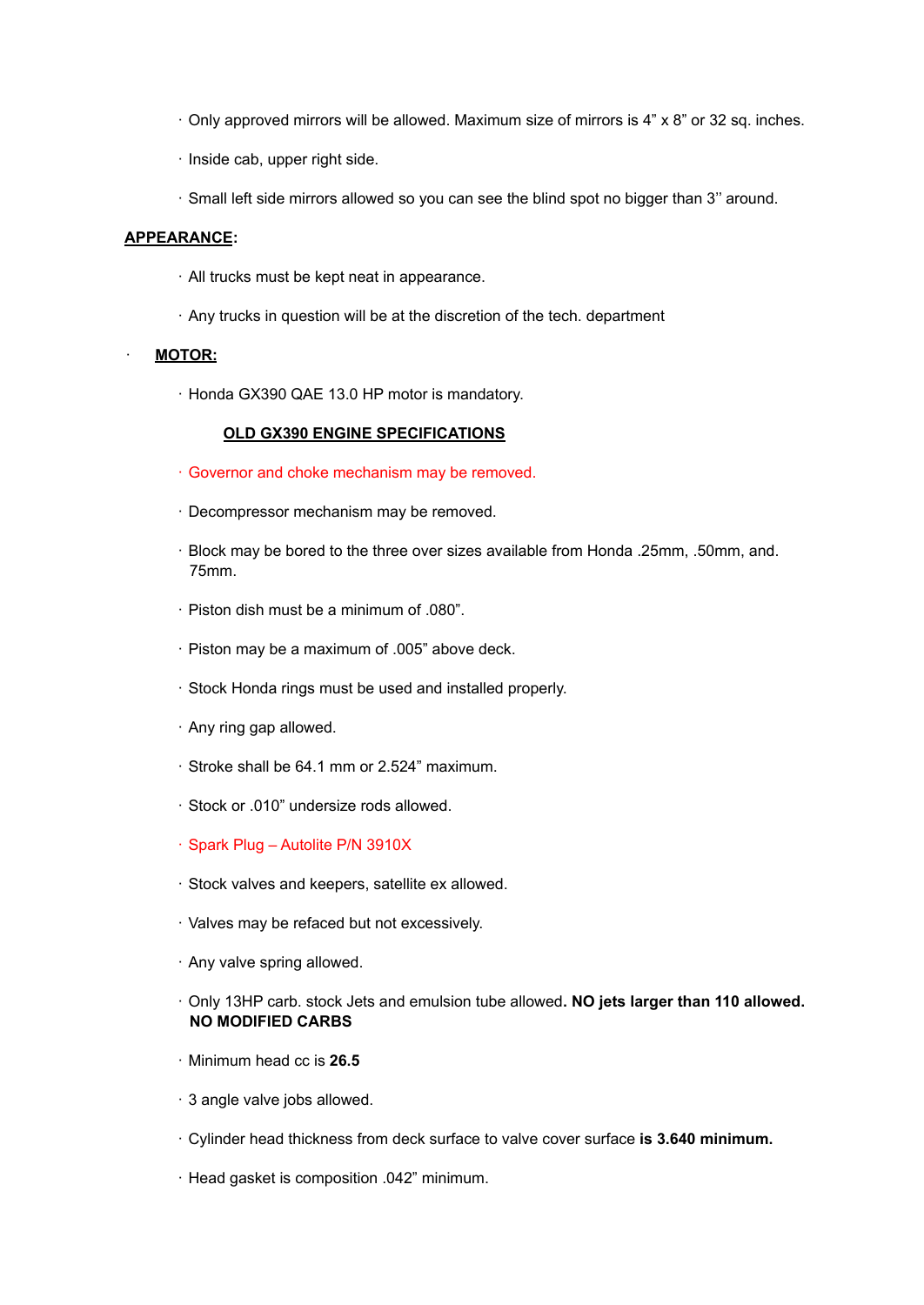- Only approved mirrors will be allowed. Maximum size of mirrors is 4” x 8” or 32 sq. inches.
- Inside cab, upper right side.
- Small left side mirrors allowed so you can see the blind spot no bigger than 3’’ around.

**APPEARANCE:**

- All trucks must be kept neat in appearance.
- Any trucks in question will be at the discretion of the tech. department

**MOTOR:**

- Honda GX390 QAE 13.0 HP motor is mandatory.

**OLD GX390 ENGINE SPECIFICATIONS**

- Governor and choke mechanism may be removed.
- Decompressor mechanism may be removed.
- Block may be bored to the three over sizes available from Honda .25mm, .50mm, and. 75mm.
- Piston dish must be a minimum of .080”.
- Piston may be a maximum of .005” above deck.
- Stock Honda rings must be used and installed properly.
- Any ring gap allowed.
- Stroke shall be 64.1 mm or 2.524” maximum.
- Stock or .010” undersize rods allowed.
- Spark Plug – Autolite P/N 3910X
- Stock valves and keepers, satellite ex allowed.
- Valves may be refaced but not excessively.
- Any valve spring allowed.
- Only 13HP carb. stock Jets and emulsion tube allowed**. NO jets larger than 110 allowed. NO MODIFIED CARBS**
- Minimum head cc is **26.5**
- 3 angle valve jobs allowed.
- Cylinder head thickness from deck surface to valve cover surface **is 3.640 minimum.**
- Head gasket is composition .042” minimum.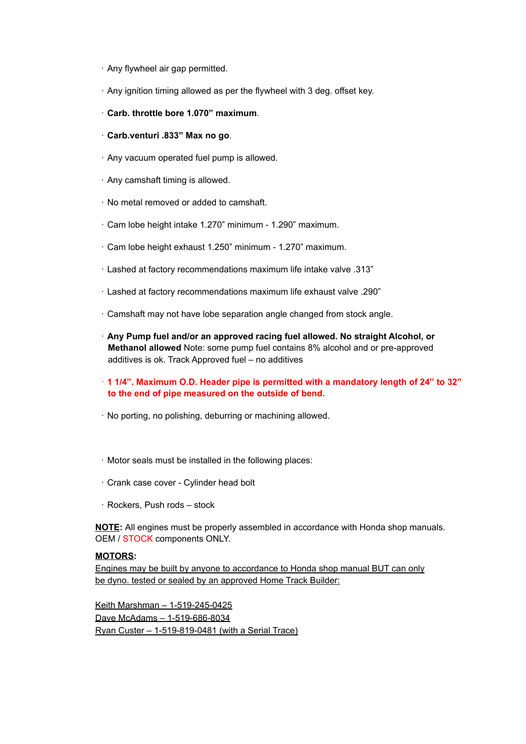- Any flywheel air gap permitted.
- Any ignition timing allowed as per the flywheel with 3 deg. offset key.
- **Carb. throttle bore 1.070" maximum**.
- **Carb.venturi .833" Max no go**.
- Any vacuum operated fuel pump is allowed.
- Any camshaft timing is allowed.
- No metal removed or added to camshaft.
- Cam lobe height intake 1.270" minimum - 1.290" maximum.
- Cam lobe height exhaust 1.250" minimum - 1.270" maximum.
- Lashed at factory recommendations maximum life intake valve .313"
- Lashed at factory recommendations maximum life exhaust valve .290"
- Camshaft may not have lobe separation angle changed from stock angle.
- **Any Pump fuel and/or an approved racing fuel allowed. No straight Alcohol, or Methanol allowed** Note: some pump fuel contains 8% alcohol and or pre-approved additives is ok. Track Approved fuel – no additives
- **1 1/4". Maximum O.D. Header pipe is permitted with a mandatory length of 24" to 32" to the end of pipe measured on the outside of bend.**
- No porting, no polishing, deburring or machining allowed.

- Motor seals must be installed in the following places:
- Crank case cover - Cylinder head bolt
- Rockers, Push rods – stock

**NOTE:** All engines must be properly assembled in accordance with Honda shop manuals. OEM / STOCK components ONLY.

**MOTORS:**
Engines may be built by anyone to accordance to Honda shop manual BUT can only be dyno. tested or sealed by an approved Home Track Builder:

Keith Marshman – 1-519-245-0425
Dave McAdams – 1-519-686-8034
Ryan Custer – 1-519-819-0481 (with a Serial Trace)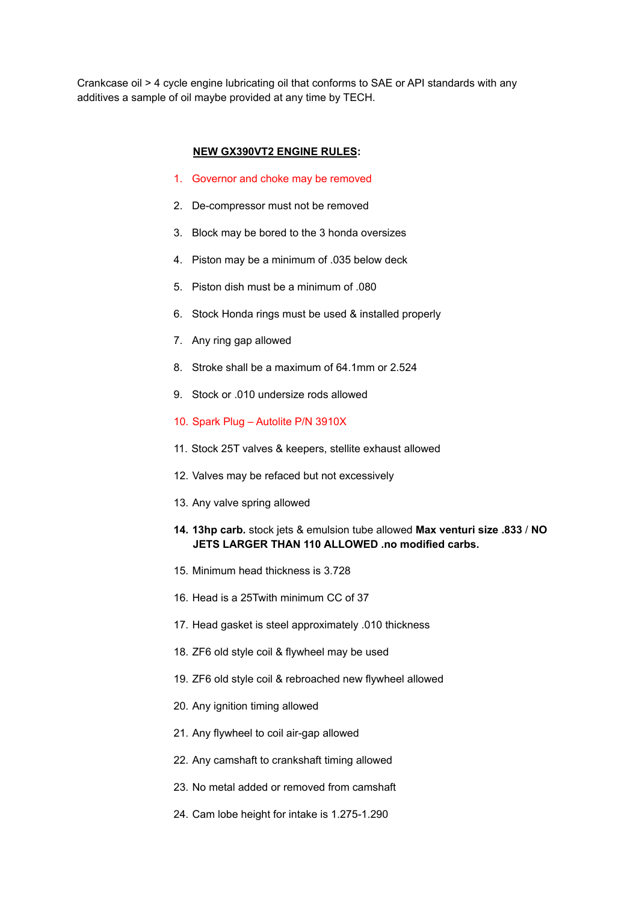Crankcase oil > 4 cycle engine lubricating oil that conforms to SAE or API standards with any additives a sample of oil maybe provided at any time by TECH.

**NEW GX390VT2 ENGINE RULES:**

1. Governor and choke may be removed
2. De-compressor must not be removed
3. Block may be bored to the 3 honda oversizes
4. Piston may be a minimum of .035 below deck
5. Piston dish must be a minimum of .080
6. Stock Honda rings must be used & installed properly
7. Any ring gap allowed
8. Stroke shall be a maximum of 64.1mm or 2.524
9. Stock or .010 undersize rods allowed
10. Spark Plug – Autolite P/N 3910X
11. Stock 25T valves & keepers, stellite exhaust allowed
12. Valves may be refaced but not excessively
13. Any valve spring allowed
14. **13hp carb.** stock jets & emulsion tube allowed **Max venturi size .833** / **NO JETS LARGER THAN 110 ALLOWED .no modified carbs.**
15. Minimum head thickness is 3.728
16. Head is a 25Twith minimum CC of 37
17. Head gasket is steel approximately .010 thickness
18. ZF6 old style coil & flywheel may be used
19. ZF6 old style coil & rebroached new flywheel allowed
20. Any ignition timing allowed
21. Any flywheel to coil air-gap allowed
22. Any camshaft to crankshaft timing allowed
23. No metal added or removed from camshaft
24. Cam lobe height for intake is 1.275-1.290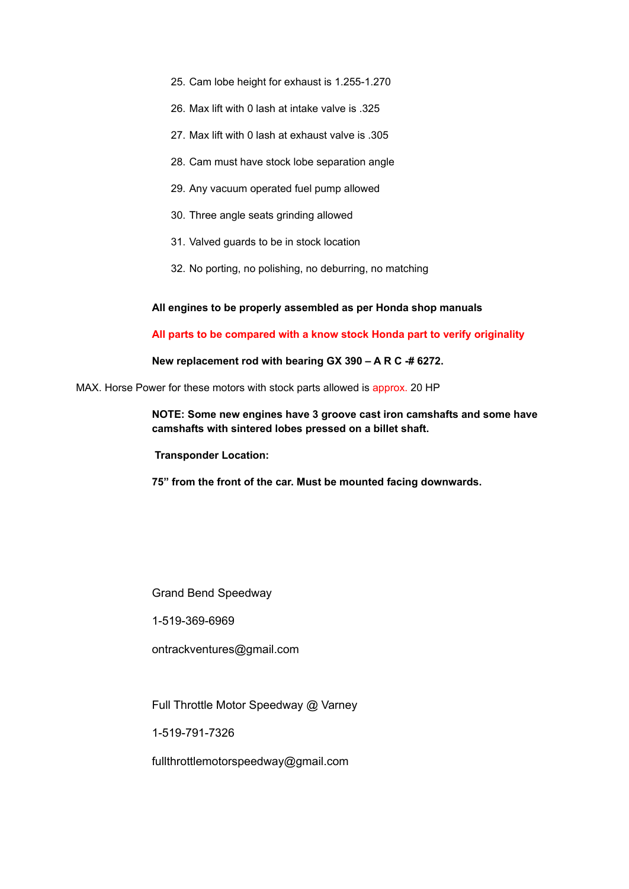25. Cam lobe height for exhaust is 1.255-1.270
26. Max lift with 0 lash at intake valve is .325
27. Max lift with 0 lash at exhaust valve is .305
28. Cam must have stock lobe separation angle
29. Any vacuum operated fuel pump allowed
30. Three angle seats grinding allowed
31. Valved guards to be in stock location
32. No porting, no polishing, no deburring, no matching

**All engines to be properly assembled as per Honda shop manuals**

**All parts to be compared with a know stock Honda part to verify originality**

**New replacement rod with bearing GX 390 – A R C -# 6272.**

MAX. Horse Power for these motors with stock parts allowed is approx. 20 HP

**NOTE: Some new engines have 3 groove cast iron camshafts and some have camshafts with sintered lobes pressed on a billet shaft.**

**Transponder Location:**

**75" from the front of the car. Must be mounted facing downwards.**

Grand Bend Speedway

1-519-369-6969

ontrackventures@gmail.com

Full Throttle Motor Speedway @ Varney

1-519-791-7326

fullthrottlemotorspeedway@gmail.com